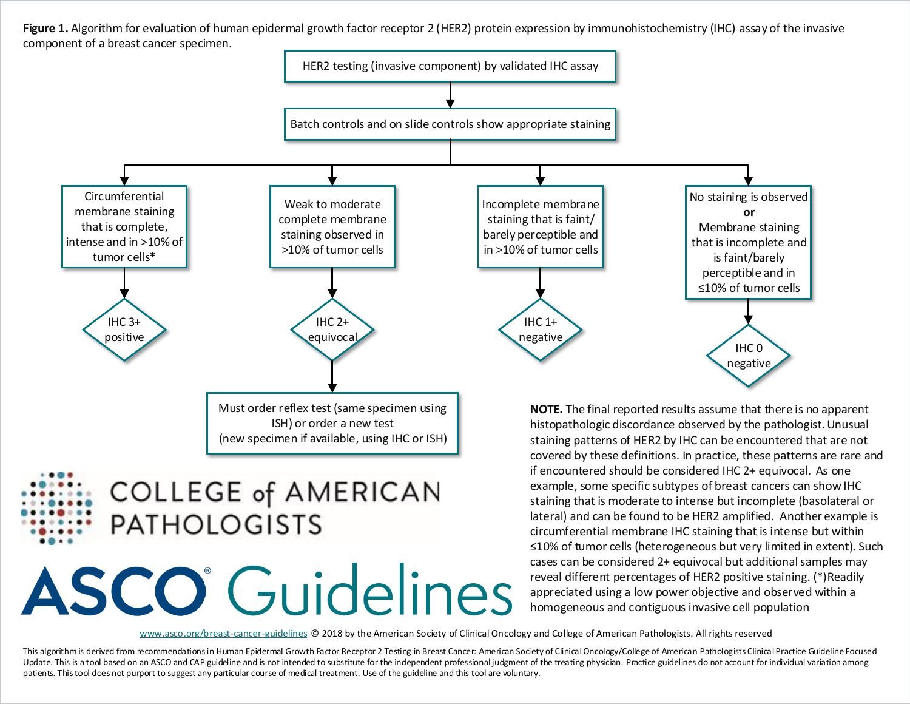**Figure 1.** Algorithm for evaluation of human epidermal growth factor receptor 2 (HER2) protein expression by immunohistochemistry (IHC) assay of the invasive component of a breast cancer specimen.

HER2 testing (invasive component) by validated IHC assay

↓

Batch controls and on slide controls show appropriate staining

↓

- Circumferential membrane staining that is complete, intense and in >10% of tumor cells* → **IHC 3+ positive**
- Weak to moderate complete membrane staining observed in >10% of tumor cells → **IHC 2+ equivocal** → Must order reflex test (same specimen using ISH) or order a new test (new specimen if available, using IHC or ISH)
- Incomplete membrane staining that is faint/ barely perceptible and in >10% of tumor cells → **IHC 1+ negative**
- No staining is observed **or** Membrane staining that is incomplete and is faint/barely perceptible and in ≤10% of tumor cells → **IHC 0 negative**

**NOTE.** The final reported results assume that there is no apparent histopathologic discordance observed by the pathologist. Unusual staining patterns of HER2 by IHC can be encountered that are not covered by these definitions. In practice, these patterns are rare and if encountered should be considered IHC 2+ equivocal. As one example, some specific subtypes of breast cancers can show IHC staining that is moderate to intense but incomplete (basolateral or lateral) and can be found to be HER2 amplified. Another example is circumferential membrane IHC staining that is intense but within ≤10% of tumor cells (heterogeneous but very limited in extent). Such cases can be considered 2+ equivocal but additional samples may reveal different percentages of HER2 positive staining. (*)Readily appreciated using a low power objective and observed within a homogeneous and contiguous invasive cell population

COLLEGE of AMERICAN PATHOLOGISTS

ASCO® Guidelines

www.asco.org/breast-cancer-guidelines © 2018 by the American Society of Clinical Oncology and College of American Pathologists. All rights reserved

This algorithm is derived from recommendations in Human Epidermal Growth Factor Receptor 2 Testing in Breast Cancer: American Society of Clinical Oncology/College of American Pathologists Clinical Practice Guideline Focused Update. This is a tool based on an ASCO and CAP guideline and is not intended to substitute for the independent professional judgment of the treating physician. Practice guidelines do not account for individual variation among patients. This tool does not purport to suggest any particular course of medical treatment. Use of the guideline and this tool are voluntary.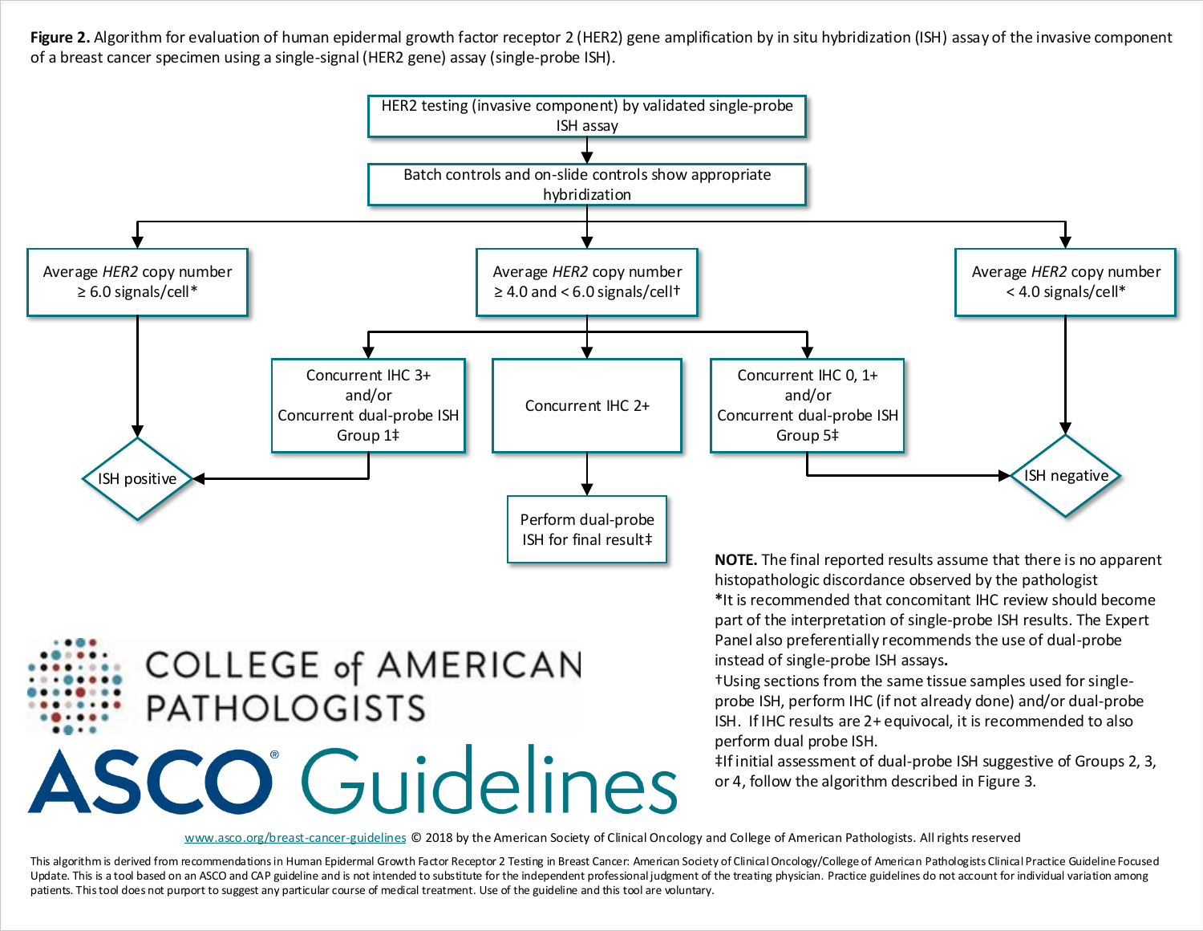**Figure 2.** Algorithm for evaluation of human epidermal growth factor receptor 2 (HER2) gene amplification by in situ hybridization (ISH) assay of the invasive component of a breast cancer specimen using a single-signal (HER2 gene) assay (single-probe ISH).

- HER2 testing (invasive component) by validated single-probe ISH assay
  - Batch controls and on-slide controls show appropriate hybridization
    - Average *HER2* copy number ≥ 6.0 signals/cell* → ISH positive
    - Average *HER2* copy number ≥ 4.0 and < 6.0 signals/cell†
      - Concurrent IHC 3+ and/or Concurrent dual-probe ISH Group 1‡ → ISH positive
      - Concurrent IHC 2+ → Perform dual-probe ISH for final result‡
      - Concurrent IHC 0, 1+ and/or Concurrent dual-probe ISH Group 5‡ → ISH negative
    - Average *HER2* copy number < 4.0 signals/cell* → ISH negative

**NOTE.** The final reported results assume that there is no apparent histopathologic discordance observed by the pathologist

*It is recommended that concomitant IHC review should become part of the interpretation of single-probe ISH results. The Expert Panel also preferentially recommends the use of dual-probe instead of single-probe ISH assays**.**

†Using sections from the same tissue samples used for single-probe ISH, perform IHC (if not already done) and/or dual-probe ISH. If IHC results are 2+ equivocal, it is recommended to also perform dual probe ISH.

‡If initial assessment of dual-probe ISH suggestive of Groups 2, 3, or 4, follow the algorithm described in Figure 3.

COLLEGE of AMERICAN PATHOLOGISTS

ASCO® Guidelines

www.asco.org/breast-cancer-guidelines © 2018 by the American Society of Clinical Oncology and College of American Pathologists. All rights reserved

This algorithm is derived from recommendations in Human Epidermal Growth Factor Receptor 2 Testing in Breast Cancer: American Society of Clinical Oncology/College of American Pathologists Clinical Practice Guideline Focused Update. This is a tool based on an ASCO and CAP guideline and is not intended to substitute for the independent professional judgment of the treating physician. Practice guidelines do not account for individual variation among patients. This tool does not purport to suggest any particular course of medical treatment. Use of the guideline and this tool are voluntary.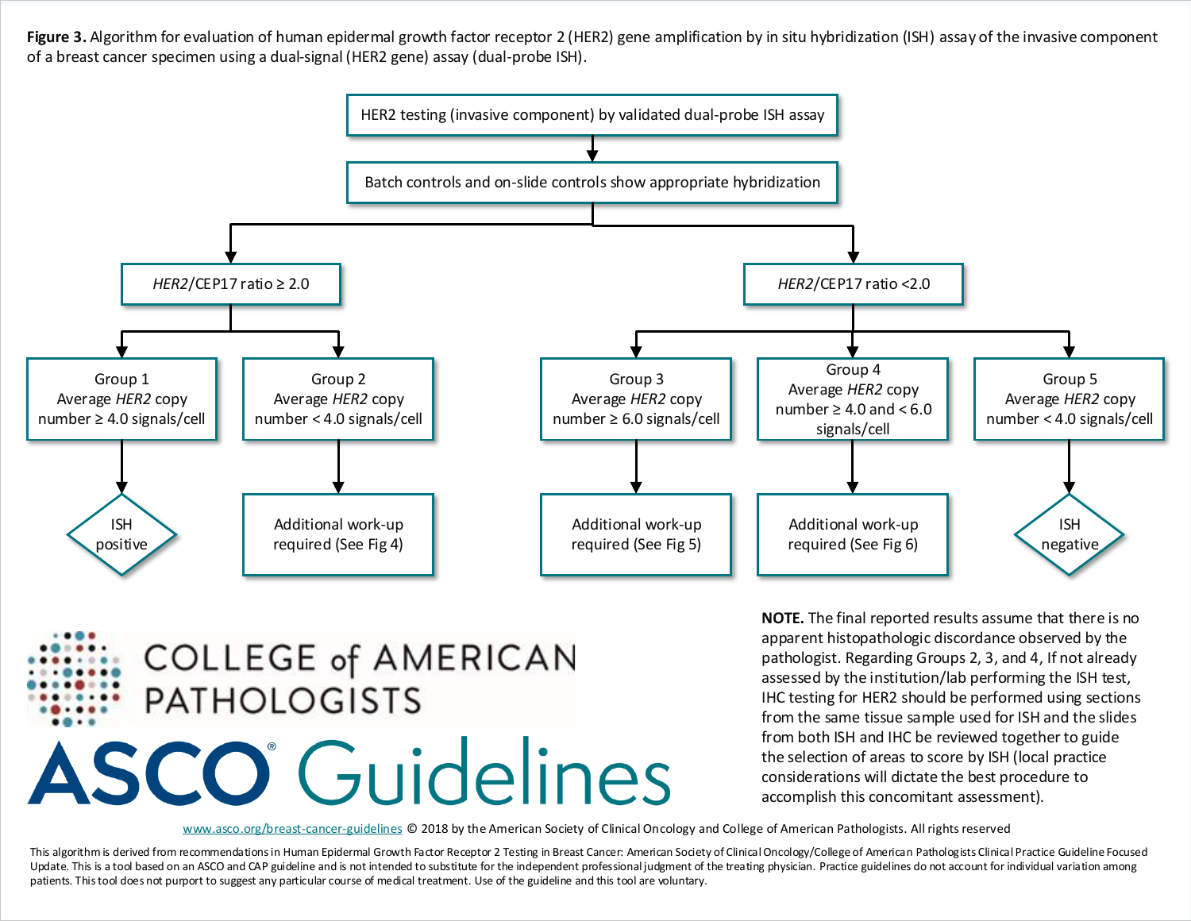**Figure 3.** Algorithm for evaluation of human epidermal growth factor receptor 2 (HER2) gene amplification by in situ hybridization (ISH) assay of the invasive component of a breast cancer specimen using a dual-signal (HER2 gene) assay (dual-probe ISH).

HER2 testing (invasive component) by validated dual-probe ISH assay

↓

Batch controls and on-slide controls show appropriate hybridization

- *HER2*/CEP17 ratio ≥ 2.0
  - Group 1: Average *HER2* copy number ≥ 4.0 signals/cell → ISH positive
  - Group 2: Average *HER2* copy number < 4.0 signals/cell → Additional work-up required (See Fig 4)
- *HER2*/CEP17 ratio <2.0
  - Group 3: Average *HER2* copy number ≥ 6.0 signals/cell → Additional work-up required (See Fig 5)
  - Group 4: Average *HER2* copy number ≥ 4.0 and < 6.0 signals/cell → Additional work-up required (See Fig 6)
  - Group 5: Average *HER2* copy number < 4.0 signals/cell → ISH negative

**NOTE.** The final reported results assume that there is no apparent histopathologic discordance observed by the pathologist. Regarding Groups 2, 3, and 4, If not already assessed by the institution/lab performing the ISH test, IHC testing for HER2 should be performed using sections from the same tissue sample used for ISH and the slides from both ISH and IHC be reviewed together to guide the selection of areas to score by ISH (local practice considerations will dictate the best procedure to accomplish this concomitant assessment).

COLLEGE of AMERICAN PATHOLOGISTS

ASCO® Guidelines

www.asco.org/breast-cancer-guidelines © 2018 by the American Society of Clinical Oncology and College of American Pathologists. All rights reserved

This algorithm is derived from recommendations in Human Epidermal Growth Factor Receptor 2 Testing in Breast Cancer: American Society of Clinical Oncology/College of American Pathologists Clinical Practice Guideline Focused Update. This is a tool based on an ASCO and CAP guideline and is not intended to substitute for the independent professional judgment of the treating physician. Practice guidelines do not account for individual variation among patients. This tool does not purport to suggest any particular course of medical treatment. Use of the guideline and this tool are voluntary.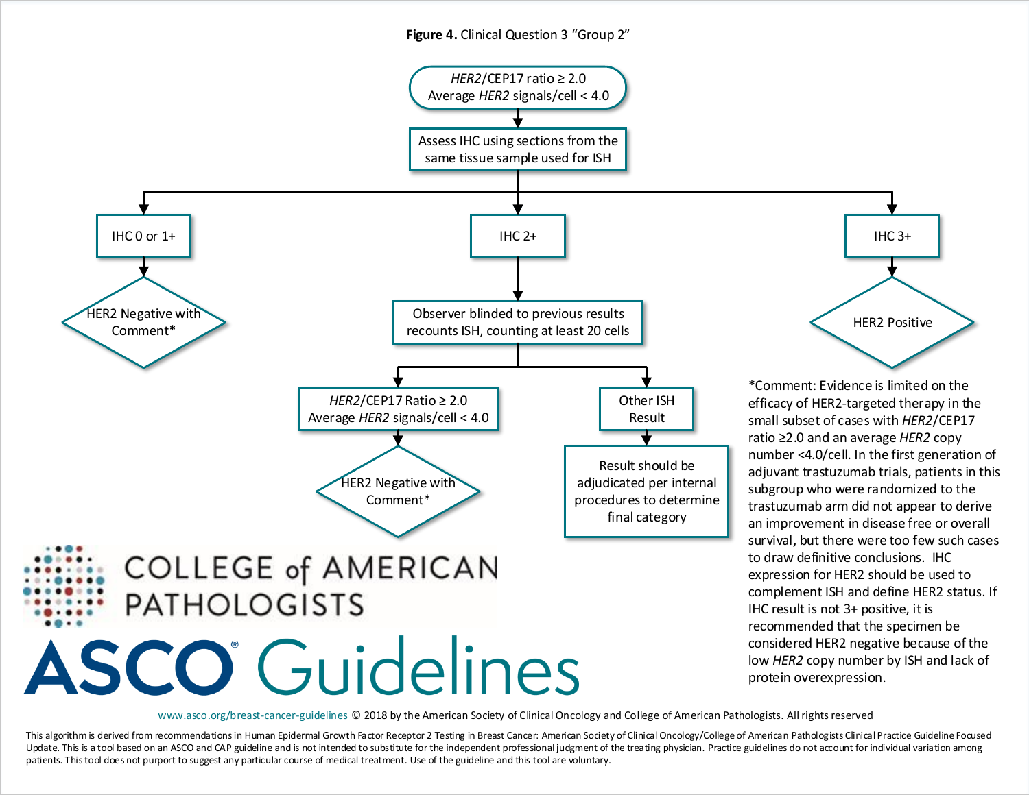**Figure 4.** Clinical Question 3 "Group 2"

*HER2*/CEP17 ratio ≥ 2.0
Average *HER2* signals/cell < 4.0

Assess IHC using sections from the same tissue sample used for ISH

- IHC 0 or 1+
  - HER2 Negative with Comment*
- IHC 2+
  - Observer blinded to previous results recounts ISH, counting at least 20 cells
    - *HER2*/CEP17 Ratio ≥ 2.0 Average *HER2* signals/cell < 4.0
      - HER2 Negative with Comment*
    - Other ISH Result
      - Result should be adjudicated per internal procedures to determine final category
- IHC 3+
  - HER2 Positive

*Comment: Evidence is limited on the efficacy of HER2-targeted therapy in the small subset of cases with *HER2*/CEP17 ratio ≥2.0 and an average *HER2* copy number <4.0/cell. In the first generation of adjuvant trastuzumab trials, patients in this subgroup who were randomized to the trastuzumab arm did not appear to derive an improvement in disease free or overall survival, but there were too few such cases to draw definitive conclusions. IHC expression for HER2 should be used to complement ISH and define HER2 status. If IHC result is not 3+ positive, it is recommended that the specimen be considered HER2 negative because of the low *HER2* copy number by ISH and lack of protein overexpression.

COLLEGE of AMERICAN PATHOLOGISTS

ASCO® Guidelines

www.asco.org/breast-cancer-guidelines © 2018 by the American Society of Clinical Oncology and College of American Pathologists. All rights reserved

This algorithm is derived from recommendations in Human Epidermal Growth Factor Receptor 2 Testing in Breast Cancer: American Society of Clinical Oncology/College of American Pathologists Clinical Practice Guideline Focused Update. This is a tool based on an ASCO and CAP guideline and is not intended to substitute for the independent professional judgment of the treating physician. Practice guidelines do not account for individual variation among patients. This tool does not purport to suggest any particular course of medical treatment. Use of the guideline and this tool are voluntary.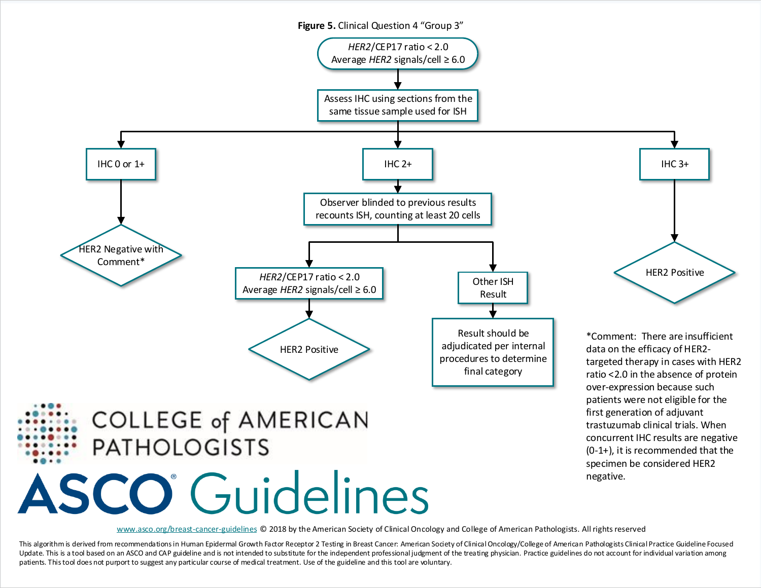**Figure 5.** Clinical Question 4 "Group 3"

*HER2*/CEP17 ratio < 2.0
Average *HER2* signals/cell ≥ 6.0

↓

Assess IHC using sections from the same tissue sample used for ISH

- **IHC 0 or 1+** → HER2 Negative with Comment*
- **IHC 2+** → Observer blinded to previous results recounts ISH, counting at least 20 cells
  - *HER2*/CEP17 ratio < 2.0, Average *HER2* signals/cell ≥ 6.0 → HER2 Positive
  - Other ISH Result → Result should be adjudicated per internal procedures to determine final category
- **IHC 3+** → HER2 Positive

*Comment: There are insufficient data on the efficacy of HER2-targeted therapy in cases with HER2 ratio <2.0 in the absence of protein over-expression because such patients were not eligible for the first generation of adjuvant trastuzumab clinical trials. When concurrent IHC results are negative (0-1+), it is recommended that the specimen be considered HER2 negative.

COLLEGE of AMERICAN PATHOLOGISTS

ASCO® Guidelines

www.asco.org/breast-cancer-guidelines © 2018 by the American Society of Clinical Oncology and College of American Pathologists. All rights reserved

This algorithm is derived from recommendations in Human Epidermal Growth Factor Receptor 2 Testing in Breast Cancer: American Society of Clinical Oncology/College of American Pathologists Clinical Practice Guideline Focused Update. This is a tool based on an ASCO and CAP guideline and is not intended to substitute for the independent professional judgment of the treating physician. Practice guidelines do not account for individual variation among patients. This tool does not purport to suggest any particular course of medical treatment. Use of the guideline and this tool are voluntary.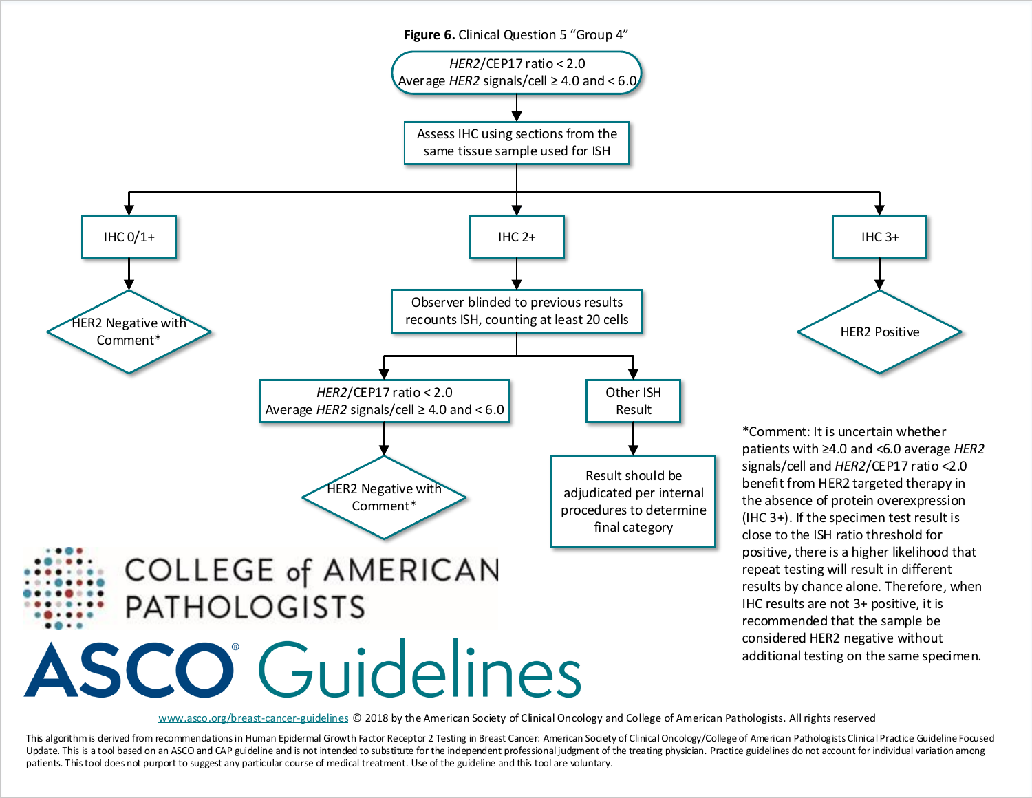**Figure 6.** Clinical Question 5 "Group 4"

*HER2*/CEP17 ratio < 2.0
Average *HER2* signals/cell ≥ 4.0 and < 6.0

Assess IHC using sections from the same tissue sample used for ISH

IHC 0/1+

HER2 Negative with Comment*

IHC 2+

Observer blinded to previous results recounts ISH, counting at least 20 cells

*HER2*/CEP17 ratio < 2.0
Average *HER2* signals/cell ≥ 4.0 and < 6.0

HER2 Negative with Comment*

Other ISH Result

Result should be adjudicated per internal procedures to determine final category

IHC 3+

HER2 Positive

*Comment: It is uncertain whether patients with ≥4.0 and <6.0 average *HER2* signals/cell and *HER2*/CEP17 ratio <2.0 benefit from HER2 targeted therapy in the absence of protein overexpression (IHC 3+). If the specimen test result is close to the ISH ratio threshold for positive, there is a higher likelihood that repeat testing will result in different results by chance alone. Therefore, when IHC results are not 3+ positive, it is recommended that the sample be considered HER2 negative without additional testing on the same specimen.

COLLEGE of AMERICAN PATHOLOGISTS

ASCO® Guidelines

www.asco.org/breast-cancer-guidelines © 2018 by the American Society of Clinical Oncology and College of American Pathologists. All rights reserved

This algorithm is derived from recommendations in Human Epidermal Growth Factor Receptor 2 Testing in Breast Cancer: American Society of Clinical Oncology/College of American Pathologists Clinical Practice Guideline Focused Update. This is a tool based on an ASCO and CAP guideline and is not intended to substitute for the independent professional judgment of the treating physician. Practice guidelines do not account for individual variation among patients. This tool does not purport to suggest any particular course of medical treatment. Use of the guideline and this tool are voluntary.